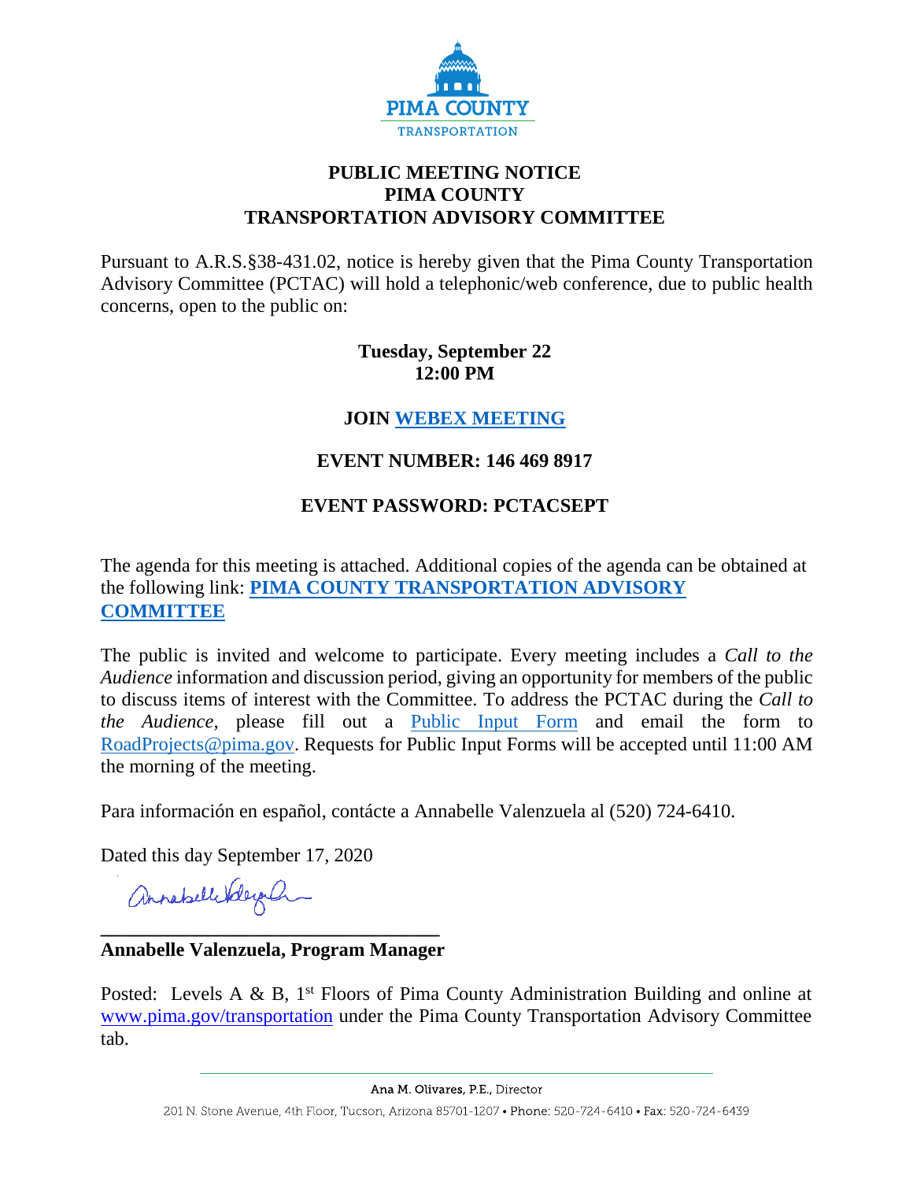PIMA COUNTY

TRANSPORTATION

# PUBLIC MEETING NOTICE
# PIMA COUNTY
# TRANSPORTATION ADVISORY COMMITTEE

Pursuant to A.R.S.§38-431.02, notice is hereby given that the Pima County Transportation Advisory Committee (PCTAC) will hold a telephonic/web conference, due to public health concerns, open to the public on:

**Tuesday, September 22**
**12:00 PM**

**JOIN WEBEX MEETING**

**EVENT NUMBER: 146 469 8917**

**EVENT PASSWORD: PCTACSEPT**

The agenda for this meeting is attached. Additional copies of the agenda can be obtained at the following link: **PIMA COUNTY TRANSPORTATION ADVISORY COMMITTEE**

The public is invited and welcome to participate. Every meeting includes a *Call to the Audience* information and discussion period, giving an opportunity for members of the public to discuss items of interest with the Committee. To address the PCTAC during the *Call to the Audience*, please fill out a Public Input Form and email the form to RoadProjects@pima.gov. Requests for Public Input Forms will be accepted until 11:00 AM the morning of the meeting.

Para información en español, contácte a Annabelle Valenzuela al (520) 724-6410.

Dated this day September 17, 2020

Annabelle Valenzuela

**Annabelle Valenzuela, Program Manager**

Posted: Levels A & B, 1st Floors of Pima County Administration Building and online at www.pima.gov/transportation under the Pima County Transportation Advisory Committee tab.

Ana M. Olivares, P.E., Director

201 N. Stone Avenue, 4th Floor, Tucson, Arizona 85701-1207 • Phone: 520-724-6410 • Fax: 520-724-6439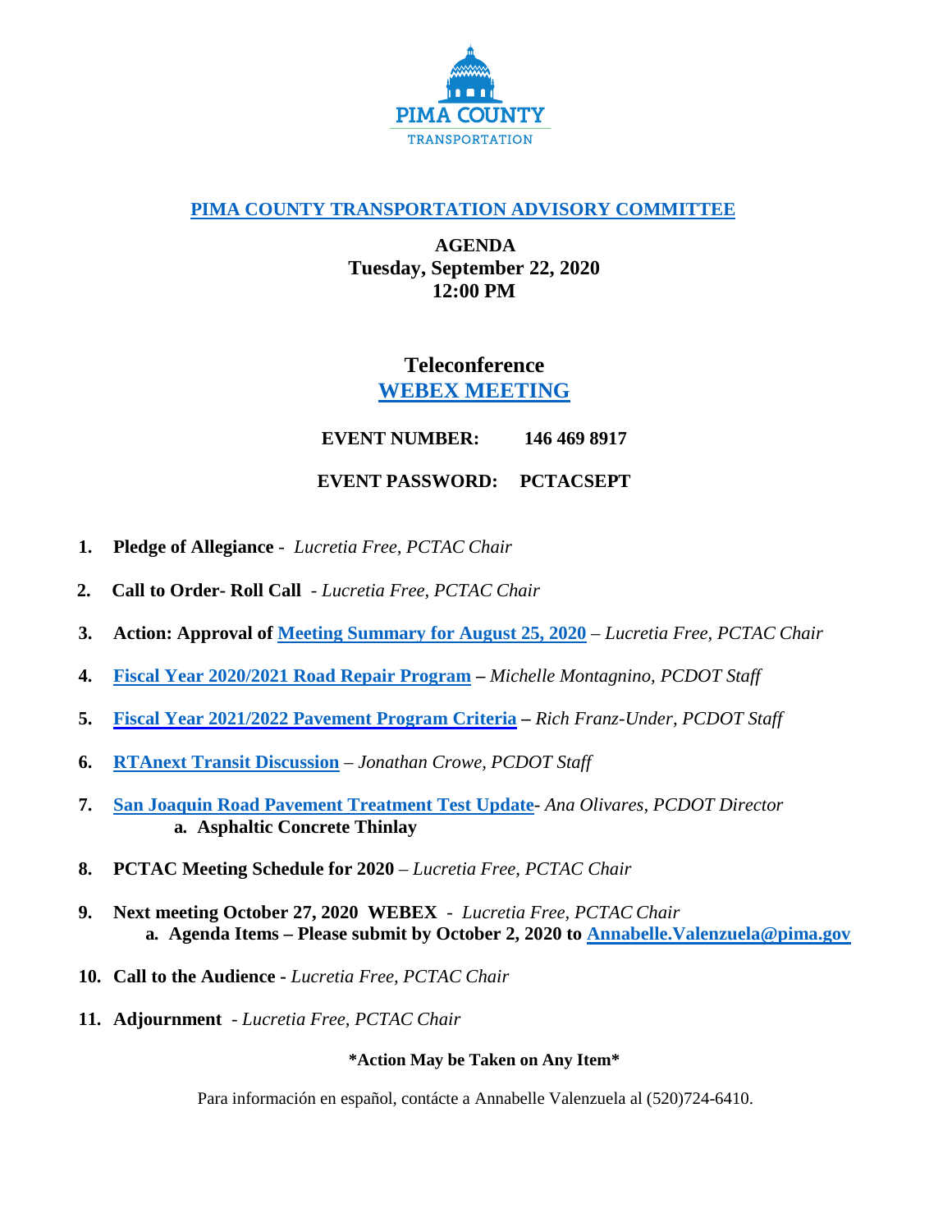PIMA COUNTY
TRANSPORTATION

## PIMA COUNTY TRANSPORTATION ADVISORY COMMITTEE

**AGENDA**
**Tuesday, September 22, 2020**
**12:00 PM**

### Teleconference
### WEBEX MEETING

**EVENT NUMBER: 146 469 8917**

**EVENT PASSWORD: PCTACSEPT**

1. **Pledge of Allegiance** - *Lucretia Free, PCTAC Chair*
2. **Call to Order- Roll Call** - *Lucretia Free, PCTAC Chair*
3. **Action: Approval of Meeting Summary for August 25, 2020** – *Lucretia Free, PCTAC Chair*
4. **Fiscal Year 2020/2021 Road Repair Program** – *Michelle Montagnino, PCDOT Staff*
5. **Fiscal Year 2021/2022 Pavement Program Criteria** – *Rich Franz-Under, PCDOT Staff*
6. **RTAnext Transit Discussion** – *Jonathan Crowe, PCDOT Staff*
7. **San Joaquin Road Pavement Treatment Test Update**- *Ana Olivares, PCDOT Director*
    a. **Asphaltic Concrete Thinlay**
8. **PCTAC Meeting Schedule for 2020** – *Lucretia Free, PCTAC Chair*
9. **Next meeting October 27, 2020 WEBEX** - *Lucretia Free, PCTAC Chair*
    a. **Agenda Items – Please submit by October 2, 2020 to Annabelle.Valenzuela@pima.gov**
10. **Call to the Audience** - *Lucretia Free, PCTAC Chair*
11. **Adjournment** - *Lucretia Free, PCTAC Chair*

**\*Action May be Taken on Any Item\***

Para información en español, contácte a Annabelle Valenzuela al (520)724-6410.